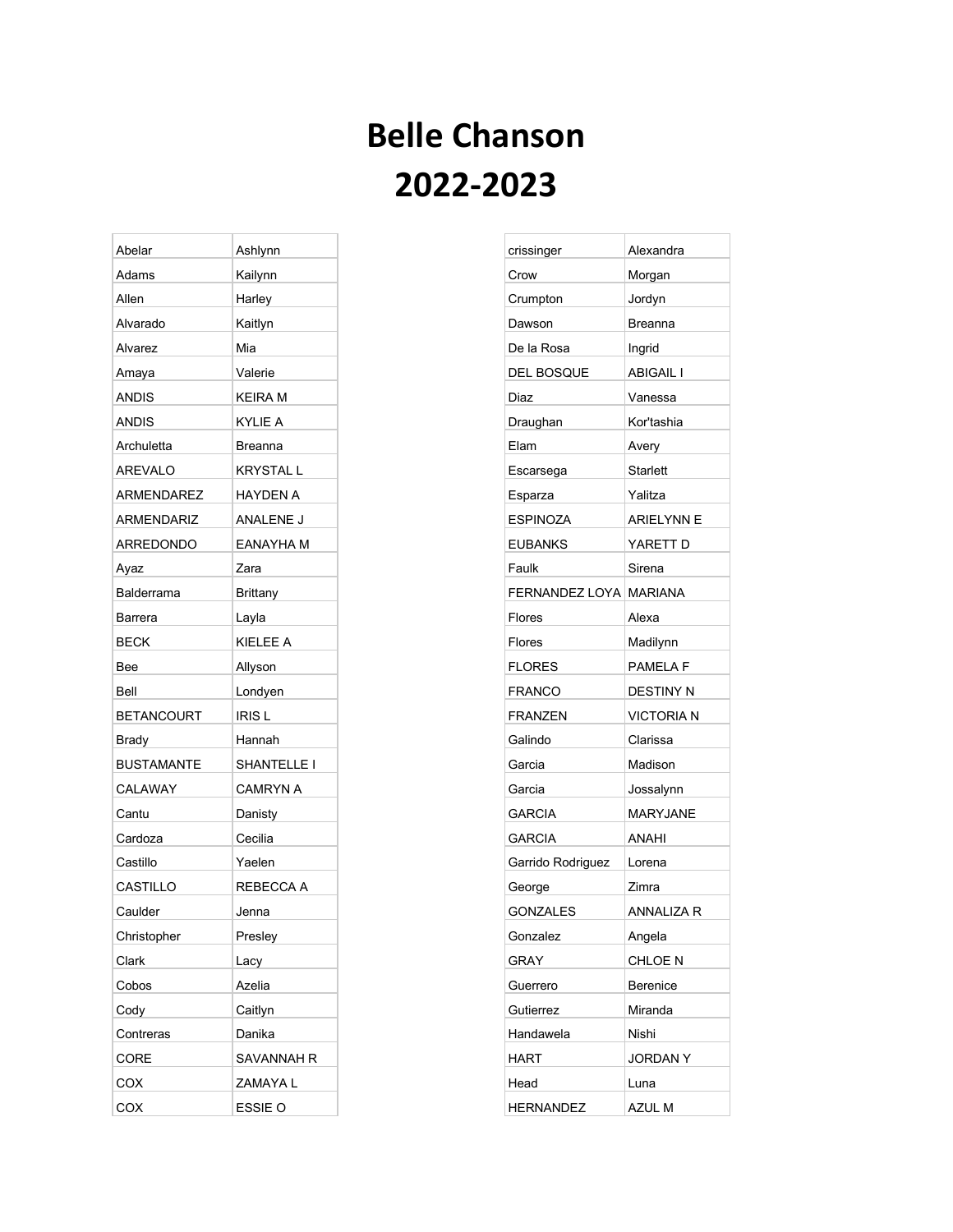# Belle Chanson
# 2022-2023

| | |
|---|---|
| Abelar | Ashlynn |
| Adams | Kailynn |
| Allen | Harley |
| Alvarado | Kaitlyn |
| Alvarez | Mia |
| Amaya | Valerie |
| ANDIS | KEIRA M |
| ANDIS | KYLIE A |
| Archuletta | Breanna |
| AREVALO | KRYSTAL L |
| ARMENDAREZ | HAYDEN A |
| ARMENDARIZ | ANALENE J |
| ARREDONDO | EANAYHA M |
| Ayaz | Zara |
| Balderrama | Brittany |
| Barrera | Layla |
| BECK | KIELEE A |
| Bee | Allyson |
| Bell | Londyen |
| BETANCOURT | IRIS L |
| Brady | Hannah |
| BUSTAMANTE | SHANTELLE I |
| CALAWAY | CAMRYN A |
| Cantu | Danisty |
| Cardoza | Cecilia |
| Castillo | Yaelen |
| CASTILLO | REBECCA A |
| Caulder | Jenna |
| Christopher | Presley |
| Clark | Lacy |
| Cobos | Azelia |
| Cody | Caitlyn |
| Contreras | Danika |
| CORE | SAVANNAH R |
| COX | ZAMAYA L |
| COX | ESSIE O |

| | |
|---|---|
| crissinger | Alexandra |
| Crow | Morgan |
| Crumpton | Jordyn |
| Dawson | Breanna |
| De la Rosa | Ingrid |
| DEL BOSQUE | ABIGAIL I |
| Diaz | Vanessa |
| Draughan | Kor'tashia |
| Elam | Avery |
| Escarsega | Starlett |
| Esparza | Yalitza |
| ESPINOZA | ARIELYNN E |
| EUBANKS | YARETT D |
| Faulk | Sirena |
| FERNANDEZ LOYA | MARIANA |
| Flores | Alexa |
| Flores | Madilynn |
| FLORES | PAMELA F |
| FRANCO | DESTINY N |
| FRANZEN | VICTORIA N |
| Galindo | Clarissa |
| Garcia | Madison |
| Garcia | Jossalynn |
| GARCIA | MARYJANE |
| GARCIA | ANAHI |
| Garrido Rodriguez | Lorena |
| George | Zimra |
| GONZALES | ANNALIZA R |
| Gonzalez | Angela |
| GRAY | CHLOE N |
| Guerrero | Berenice |
| Gutierrez | Miranda |
| Handawela | Nishi |
| HART | JORDAN Y |
| Head | Luna |
| HERNANDEZ | AZUL M |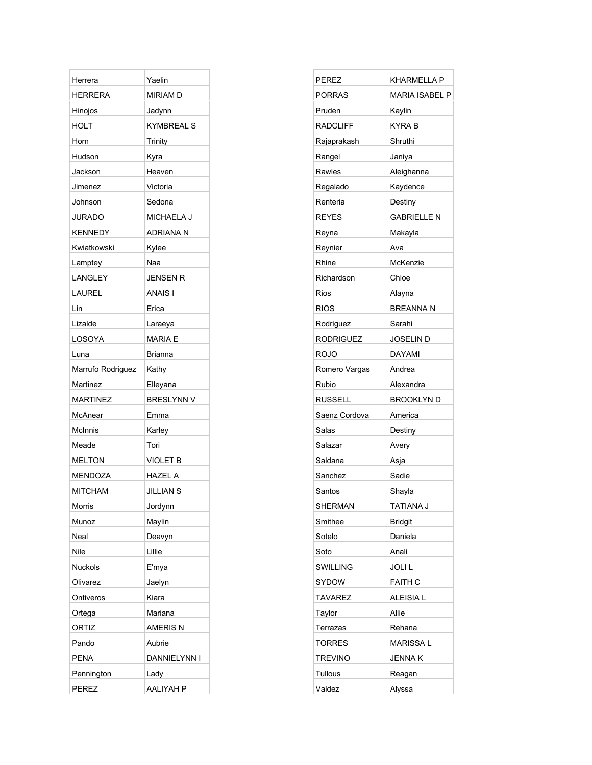| | |
|---|---|
| Herrera | Yaelin |
| HERRERA | MIRIAM D |
| Hinojos | Jadynn |
| HOLT | KYMBREAL S |
| Horn | Trinity |
| Hudson | Kyra |
| Jackson | Heaven |
| Jimenez | Victoria |
| Johnson | Sedona |
| JURADO | MICHAELA J |
| KENNEDY | ADRIANA N |
| Kwiatkowski | Kylee |
| Lamptey | Naa |
| LANGLEY | JENSEN R |
| LAUREL | ANAIS I |
| Lin | Erica |
| Lizalde | Laraeya |
| LOSOYA | MARIA E |
| Luna | Brianna |
| Marrufo Rodriguez | Kathy |
| Martinez | Elleyana |
| MARTINEZ | BRESLYNN V |
| McAnear | Emma |
| McInnis | Karley |
| Meade | Tori |
| MELTON | VIOLET B |
| MENDOZA | HAZEL A |
| MITCHAM | JILLIAN S |
| Morris | Jordynn |
| Munoz | Maylin |
| Neal | Deavyn |
| Nile | Lillie |
| Nuckols | E'mya |
| Olivarez | Jaelyn |
| Ontiveros | Kiara |
| Ortega | Mariana |
| ORTIZ | AMERIS N |
| Pando | Aubrie |
| PENA | DANNIELYNN I |
| Pennington | Lady |
| PEREZ | AALIYAH P |

| | |
|---|---|
| PEREZ | KHARMELLA P |
| PORRAS | MARIA ISABEL P |
| Pruden | Kaylin |
| RADCLIFF | KYRA B |
| Rajaprakash | Shruthi |
| Rangel | Janiya |
| Rawles | Aleighanna |
| Regalado | Kaydence |
| Renteria | Destiny |
| REYES | GABRIELLE N |
| Reyna | Makayla |
| Reynier | Ava |
| Rhine | McKenzie |
| Richardson | Chloe |
| Rios | Alayna |
| RIOS | BREANNA N |
| Rodriguez | Sarahi |
| RODRIGUEZ | JOSELIN D |
| ROJO | DAYAMI |
| Romero Vargas | Andrea |
| Rubio | Alexandra |
| RUSSELL | BROOKLYN D |
| Saenz Cordova | America |
| Salas | Destiny |
| Salazar | Avery |
| Saldana | Asja |
| Sanchez | Sadie |
| Santos | Shayla |
| SHERMAN | TATIANA J |
| Smithee | Bridgit |
| Sotelo | Daniela |
| Soto | Anali |
| SWILLING | JOLI L |
| SYDOW | FAITH C |
| TAVAREZ | ALEISIA L |
| Taylor | Allie |
| Terrazas | Rehana |
| TORRES | MARISSA L |
| TREVINO | JENNA K |
| Tullous | Reagan |
| Valdez | Alyssa |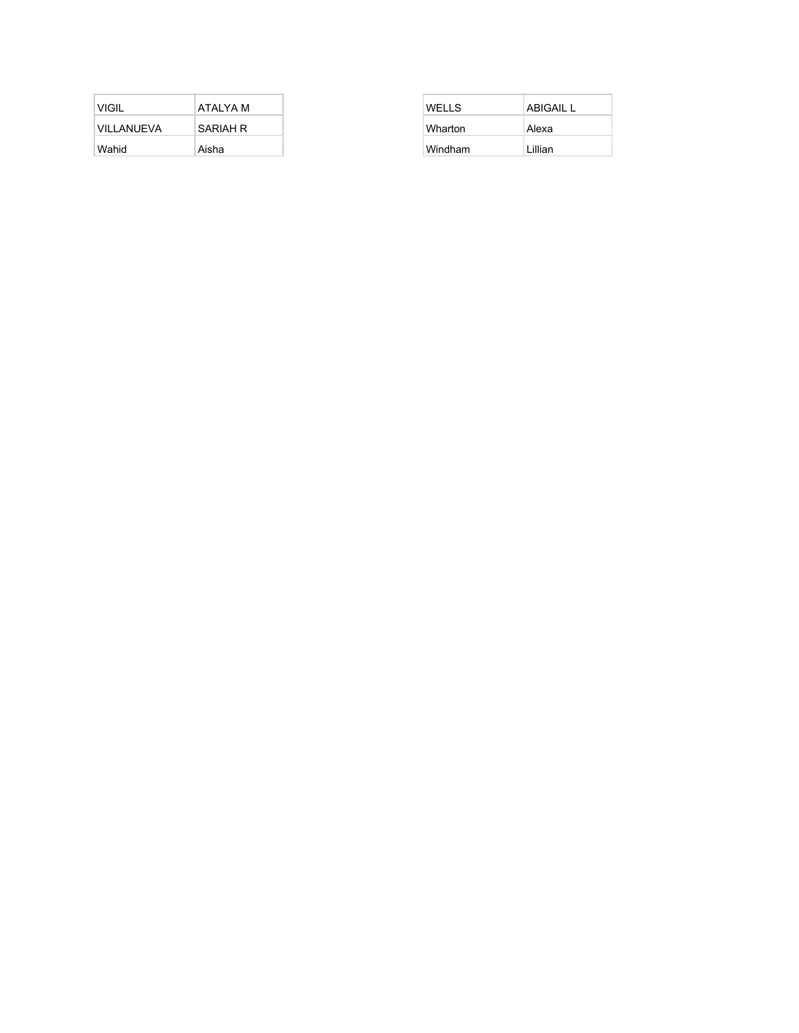| | |
|---|---|
| VIGIL | ATALYA M |
| VILLANUEVA | SARIAH R |
| Wahid | Aisha |

| | |
|---|---|
| WELLS | ABIGAIL L |
| Wharton | Alexa |
| Windham | Lillian |